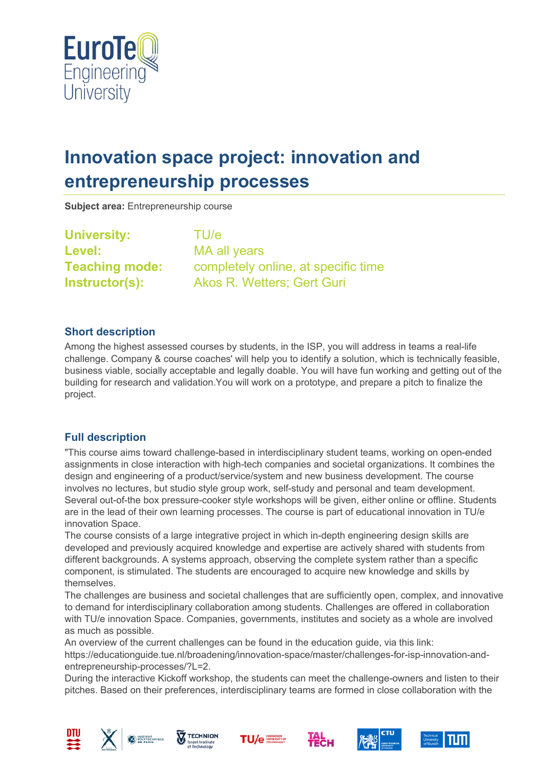# Innovation space project: innovation and entrepreneurship processes

**Subject area:** Entrepreneurship course

**University:** TU/e
**Level:** MA all years
**Teaching mode:** completely online, at specific time
**Instructor(s):** Akos R. Wetters; Gert Guri

## Short description

Among the highest assessed courses by students, in the ISP, you will address in teams a real-life challenge. Company & course coaches' will help you to identify a solution, which is technically feasible, business viable, socially acceptable and legally doable. You will have fun working and getting out of the building for research and validation.You will work on a prototype, and prepare a pitch to finalize the project.

## Full description

"This course aims toward challenge-based in interdisciplinary student teams, working on open-ended assignments in close interaction with high-tech companies and societal organizations. It combines the design and engineering of a product/service/system and new business development. The course involves no lectures, but studio style group work, self-study and personal and team development. Several out-of the box pressure-cooker style workshops will be given, either online or offline. Students are in the lead of their own learning processes. The course is part of educational innovation in TU/e innovation Space.

The course consists of a large integrative project in which in-depth engineering design skills are developed and previously acquired knowledge and expertise are actively shared with students from different backgrounds. A systems approach, observing the complete system rather than a specific component, is stimulated. The students are encouraged to acquire new knowledge and skills by themselves.

The challenges are business and societal challenges that are sufficiently open, complex, and innovative to demand for interdisciplinary collaboration among students. Challenges are offered in collaboration with TU/e innovation Space. Companies, governments, institutes and society as a whole are involved as much as possible.

An overview of the current challenges can be found in the education guide, via this link: https://educationguide.tue.nl/broadening/innovation-space/master/challenges-for-isp-innovation-and-entrepreneurship-processes/?L=2.

During the interactive Kickoff workshop, the students can meet the challenge-owners and listen to their pitches. Based on their preferences, interdisciplinary teams are formed in close collaboration with the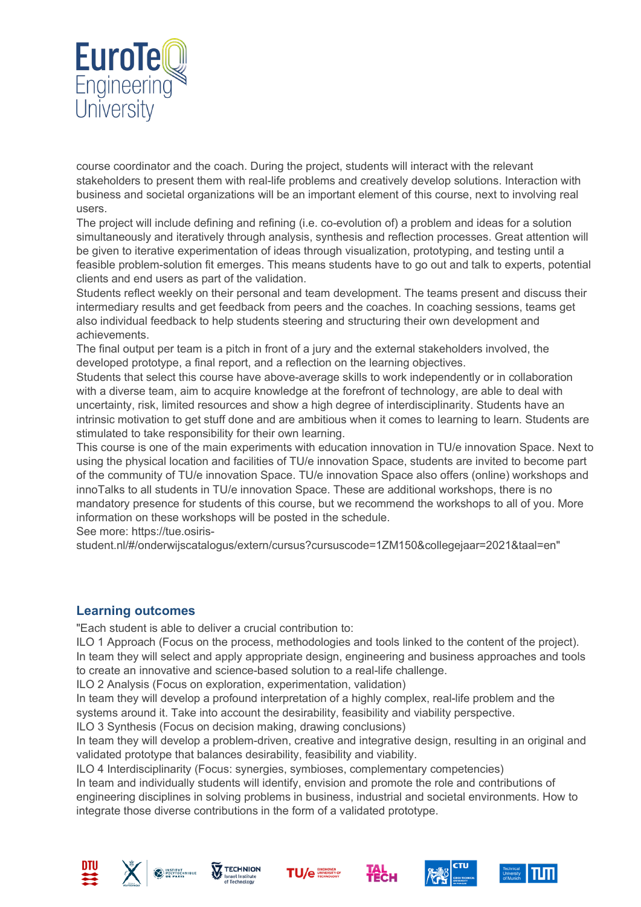course coordinator and the coach. During the project, students will interact with the relevant stakeholders to present them with real-life problems and creatively develop solutions. Interaction with business and societal organizations will be an important element of this course, next to involving real users.
The project will include defining and refining (i.e. co-evolution of) a problem and ideas for a solution simultaneously and iteratively through analysis, synthesis and reflection processes. Great attention will be given to iterative experimentation of ideas through visualization, prototyping, and testing until a feasible problem-solution fit emerges. This means students have to go out and talk to experts, potential clients and end users as part of the validation.
Students reflect weekly on their personal and team development. The teams present and discuss their intermediary results and get feedback from peers and the coaches. In coaching sessions, teams get also individual feedback to help students steering and structuring their own development and achievements.
The final output per team is a pitch in front of a jury and the external stakeholders involved, the developed prototype, a final report, and a reflection on the learning objectives.
Students that select this course have above-average skills to work independently or in collaboration with a diverse team, aim to acquire knowledge at the forefront of technology, are able to deal with uncertainty, risk, limited resources and show a high degree of interdisciplinarity. Students have an intrinsic motivation to get stuff done and are ambitious when it comes to learning to learn. Students are stimulated to take responsibility for their own learning.
This course is one of the main experiments with education innovation in TU/e innovation Space. Next to using the physical location and facilities of TU/e innovation Space, students are invited to become part of the community of TU/e innovation Space. TU/e innovation Space also offers (online) workshops and innoTalks to all students in TU/e innovation Space. These are additional workshops, there is no mandatory presence for students of this course, but we recommend the workshops to all of you. More information on these workshops will be posted in the schedule.
See more: https://tue.osiris-student.nl/#/onderwijscatalogus/extern/cursus?cursuscode=1ZM150&collegejaar=2021&taal=en"

## Learning outcomes

"Each student is able to deliver a crucial contribution to:
ILO 1 Approach (Focus on the process, methodologies and tools linked to the content of the project).
In team they will select and apply appropriate design, engineering and business approaches and tools to create an innovative and science-based solution to a real-life challenge.
ILO 2 Analysis (Focus on exploration, experimentation, validation)
In team they will develop a profound interpretation of a highly complex, real-life problem and the systems around it. Take into account the desirability, feasibility and viability perspective.
ILO 3 Synthesis (Focus on decision making, drawing conclusions)
In team they will develop a problem-driven, creative and integrative design, resulting in an original and validated prototype that balances desirability, feasibility and viability.
ILO 4 Interdisciplinarity (Focus: synergies, symbioses, complementary competencies)
In team and individually students will identify, envision and promote the role and contributions of engineering disciplines in solving problems in business, industrial and societal environments. How to integrate those diverse contributions in the form of a validated prototype.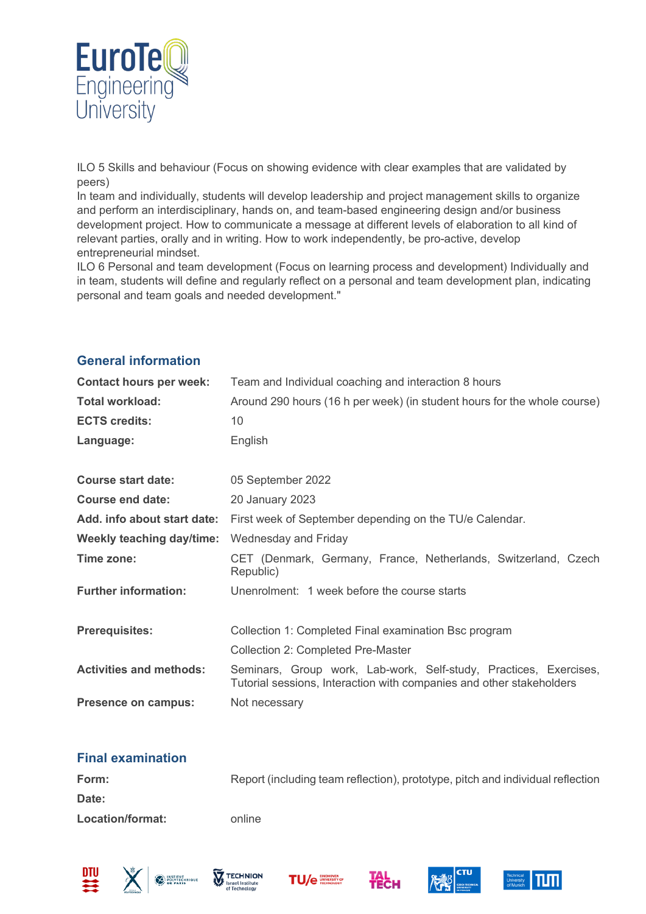ILO 5 Skills and behaviour (Focus on showing evidence with clear examples that are validated by peers)
In team and individually, students will develop leadership and project management skills to organize and perform an interdisciplinary, hands on, and team-based engineering design and/or business development project. How to communicate a message at different levels of elaboration to all kind of relevant parties, orally and in writing. How to work independently, be pro-active, develop entrepreneurial mindset.
ILO 6 Personal and team development (Focus on learning process and development) Individually and in team, students will define and regularly reflect on a personal and team development plan, indicating personal and team goals and needed development."

## General information

| | |
|---|---|
| **Contact hours per week:** | Team and Individual coaching and interaction 8 hours |
| **Total workload:** | Around 290 hours (16 h per week) (in student hours for the whole course) |
| **ECTS credits:** | 10 |
| **Language:** | English |
| **Course start date:** | 05 September 2022 |
| **Course end date:** | 20 January 2023 |
| **Add. info about start date:** | First week of September depending on the TU/e Calendar. |
| **Weekly teaching day/time:** | Wednesday and Friday |
| **Time zone:** | CET (Denmark, Germany, France, Netherlands, Switzerland, Czech Republic) |
| **Further information:** | Unenrolment: 1 week before the course starts |
| **Prerequisites:** | Collection 1: Completed Final examination Bsc program<br>Collection 2: Completed Pre-Master |
| **Activities and methods:** | Seminars, Group work, Lab-work, Self-study, Practices, Exercises, Tutorial sessions, Interaction with companies and other stakeholders |
| **Presence on campus:** | Not necessary |

## Final examination

| | |
|---|---|
| **Form:** | Report (including team reflection), prototype, pitch and individual reflection |
| **Date:** | |
| **Location/format:** | online |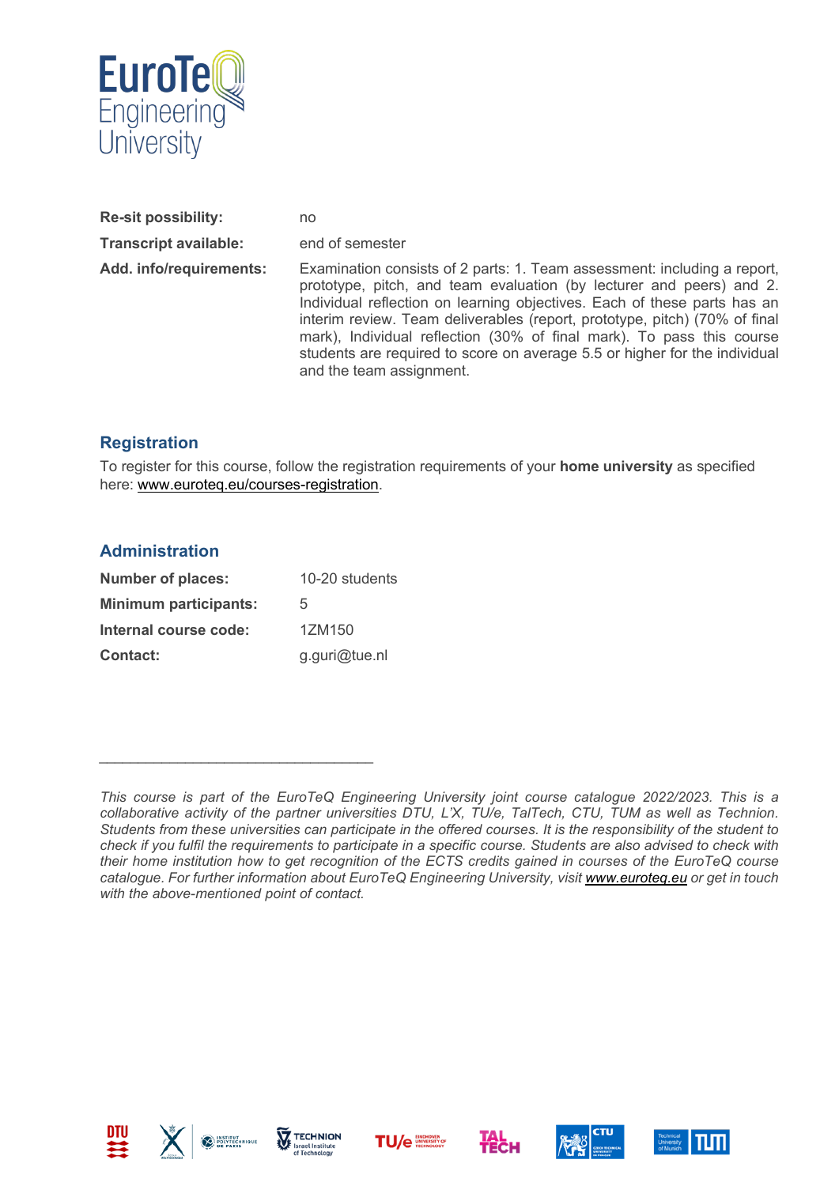| | |
|---|---|
| **Re-sit possibility:** | no |
| **Transcript available:** | end of semester |
| **Add. info/requirements:** | Examination consists of 2 parts: 1. Team assessment: including a report, prototype, pitch, and team evaluation (by lecturer and peers) and 2. Individual reflection on learning objectives. Each of these parts has an interim review. Team deliverables (report, prototype, pitch) (70% of final mark), Individual reflection (30% of final mark). To pass this course students are required to score on average 5.5 or higher for the individual and the team assignment. |

## Registration

To register for this course, follow the registration requirements of your **home university** as specified here: www.euroteq.eu/courses-registration.

## Administration

| | |
|---|---|
| **Number of places:** | 10-20 students |
| **Minimum participants:** | 5 |
| **Internal course code:** | 1ZM150 |
| **Contact:** | g.guri@tue.nl |

---

*This course is part of the EuroTeQ Engineering University joint course catalogue 2022/2023. This is a collaborative activity of the partner universities DTU, L'X, TU/e, TalTech, CTU, TUM as well as Technion. Students from these universities can participate in the offered courses. It is the responsibility of the student to check if you fulfil the requirements to participate in a specific course. Students are also advised to check with their home institution how to get recognition of the ECTS credits gained in courses of the EuroTeQ course catalogue. For further information about EuroTeQ Engineering University, visit www.euroteq.eu or get in touch with the above-mentioned point of contact.*